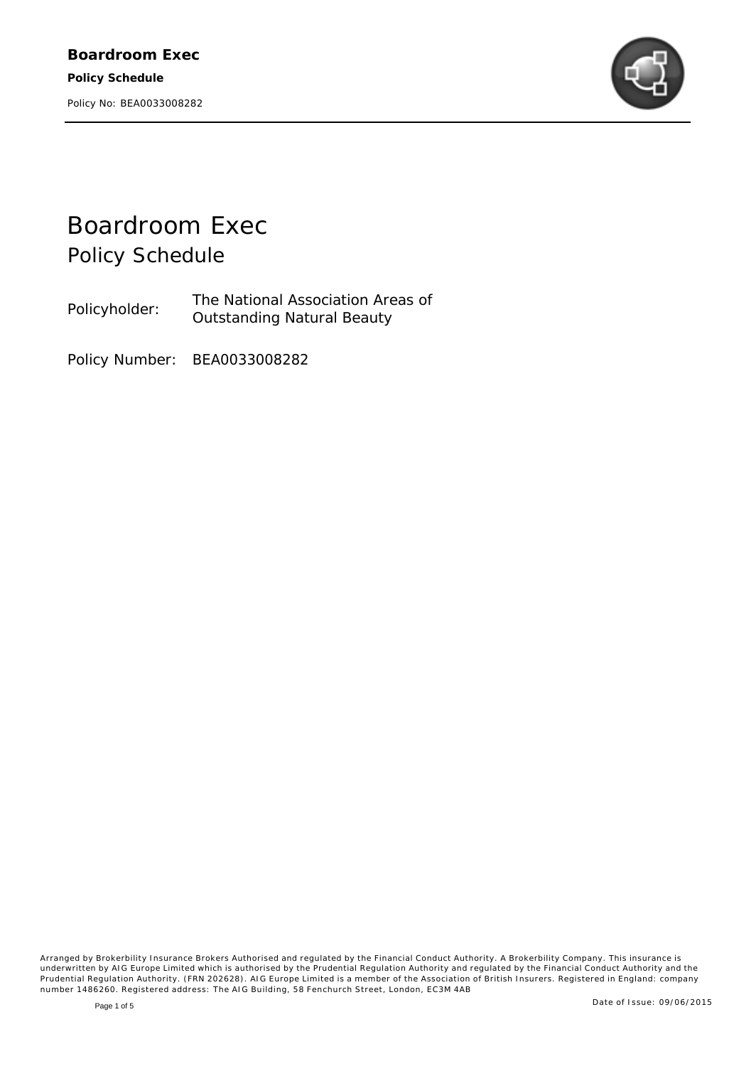# Boardroom Exec

## Policy Schedule

Policyholder: The National Association Areas of Outstanding Natural Beauty

Policy Number: BEA0033008282

Arranged by Brokerbility Insurance Brokers Authorised and regulated by the Financial Conduct Authority. A Brokerbility Company. This insurance is underwritten by AIG Europe Limited which is authorised by the Prudential Regulation Authority and regulated by the Financial Conduct Authority and the Prudential Regulation Authority. (FRN 202628). AIG Europe Limited is a member of the Association of British Insurers. Registered in England: company number 1486260. Registered address: The AIG Building, 58 Fenchurch Street, London, EC3M 4AB

Date of Issue: 09/06/2015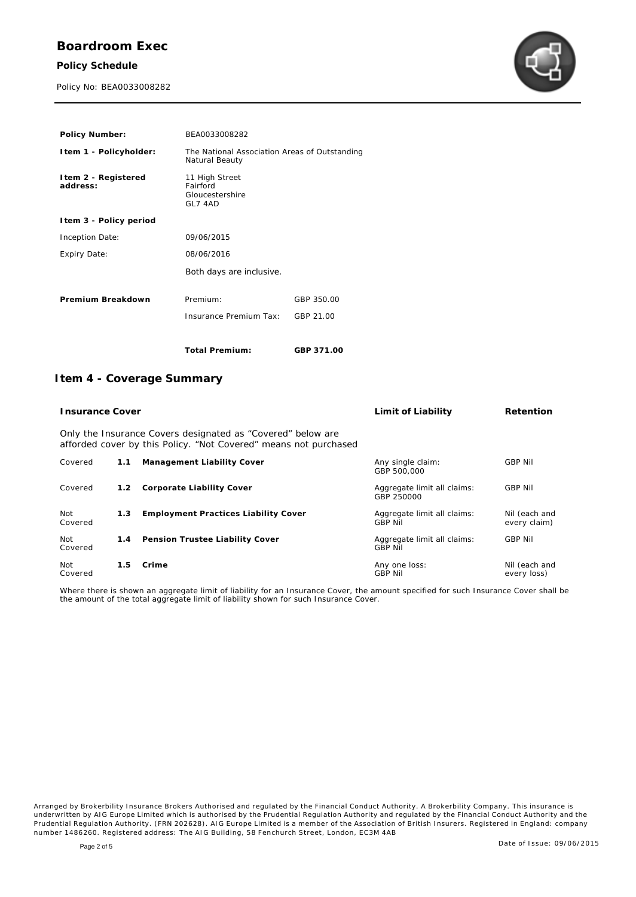# Boardroom Exec

**Policy Schedule**

Policy No: BEA0033008282

| | | |
|---|---|---|
| **Policy Number:** | BEA0033008282 | |
| **Item 1 - Policyholder:** | The National Association Areas of Outstanding Natural Beauty | |
| **Item 2 - Registered address:** | 11 High Street<br>Fairford<br>Gloucestershire<br>GL7 4AD | |
| **Item 3 - Policy period** | | |
| Inception Date: | 09/06/2015 | |
| Expiry Date: | 08/06/2016 | |
| | Both days are inclusive. | |
| **Premium Breakdown** | Premium: | GBP 350.00 |
| | Insurance Premium Tax: | GBP 21.00 |
| | **Total Premium:** | **GBP 371.00** |

## Item 4 - Coverage Summary

Only the Insurance Covers designated as "Covered" below are afforded cover by this Policy. "Not Covered" means not purchased

| | | **Insurance Cover** | **Limit of Liability** | **Retention** |
|---|---|---|---|---|
| Covered | **1.1** | **Management Liability Cover** | Any single claim: GBP 500,000 | GBP Nil |
| Covered | **1.2** | **Corporate Liability Cover** | Aggregate limit all claims: GBP 250000 | GBP Nil |
| Not Covered | **1.3** | **Employment Practices Liability Cover** | Aggregate limit all claims: GBP Nil | Nil (each and every claim) |
| Not Covered | **1.4** | **Pension Trustee Liability Cover** | Aggregate limit all claims: GBP Nil | GBP Nil |
| Not Covered | **1.5** | **Crime** | Any one loss: GBP Nil | Nil (each and every loss) |

Where there is shown an aggregate limit of liability for an Insurance Cover, the amount specified for such Insurance Cover shall be the amount of the total aggregate limit of liability shown for such Insurance Cover.

Arranged by Brokerbility Insurance Brokers Authorised and regulated by the Financial Conduct Authority. A Brokerbility Company. This insurance is underwritten by AIG Europe Limited which is authorised by the Prudential Regulation Authority and regulated by the Financial Conduct Authority and the Prudential Regulation Authority. (FRN 202628). AIG Europe Limited is a member of the Association of British Insurers. Registered in England: company number 1486260. Registered address: The AIG Building, 58 Fenchurch Street, London, EC3M 4AB

Date of Issue: 09/06/2015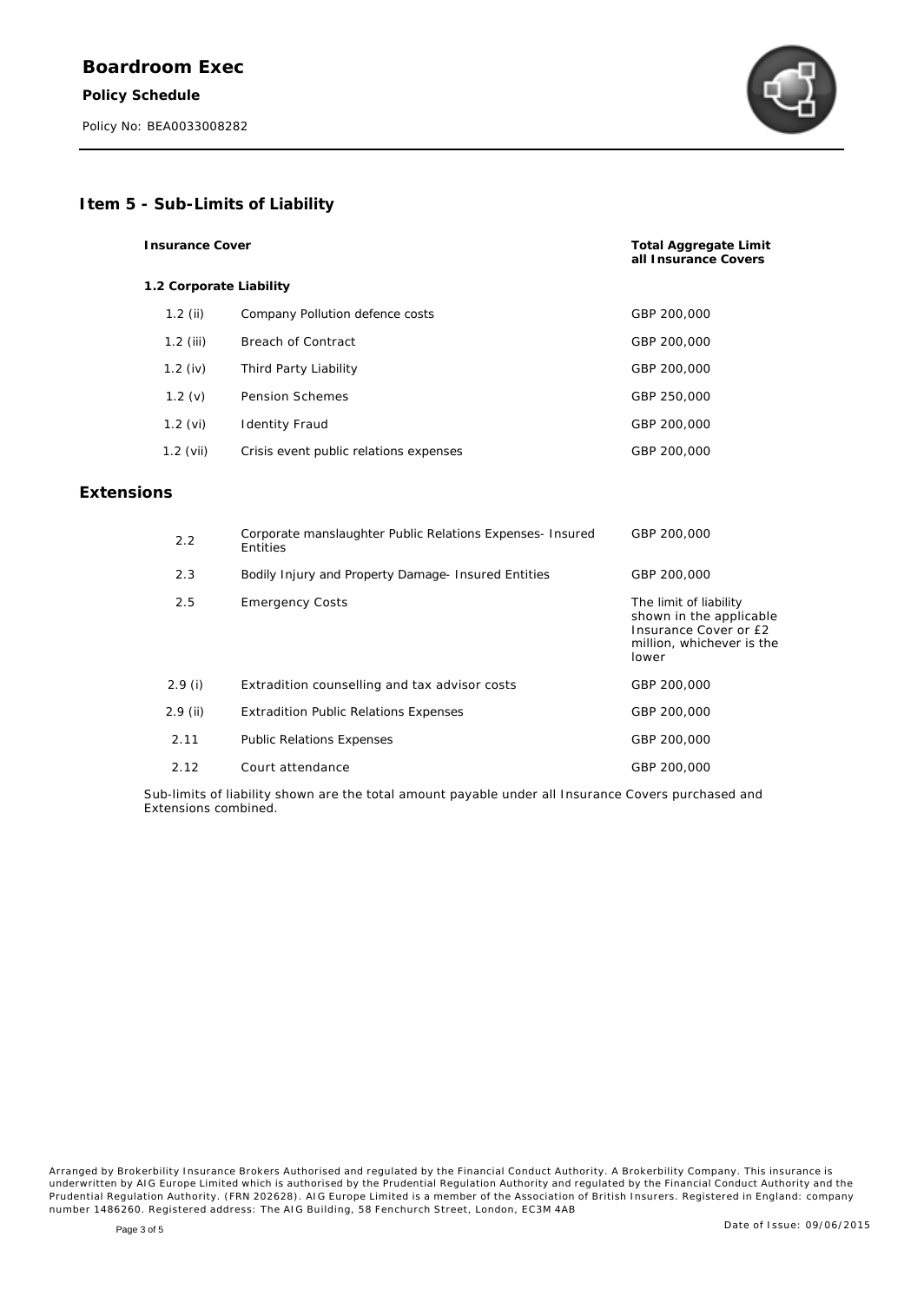## Item 5 - Sub-Limits of Liability

| Insurance Cover | | Total Aggregate Limit all Insurance Covers |
|---|---|---|
| **1.2 Corporate Liability** | | |
| 1.2 (ii) | Company Pollution defence costs | GBP 200,000 |
| 1.2 (iii) | Breach of Contract | GBP 200,000 |
| 1.2 (iv) | Third Party Liability | GBP 200,000 |
| 1.2 (v) | Pension Schemes | GBP 250,000 |
| 1.2 (vi) | Identity Fraud | GBP 200,000 |
| 1.2 (vii) | Crisis event public relations expenses | GBP 200,000 |

## Extensions

| | | |
|---|---|---|
| 2.2 | Corporate manslaughter Public Relations Expenses- Insured Entities | GBP 200,000 |
| 2.3 | Bodily Injury and Property Damage- Insured Entities | GBP 200,000 |
| 2.5 | Emergency Costs | The limit of liability shown in the applicable Insurance Cover or £2 million, whichever is the lower |
| 2.9 (i) | Extradition counselling and tax advisor costs | GBP 200,000 |
| 2.9 (ii) | Extradition Public Relations Expenses | GBP 200,000 |
| 2.11 | Public Relations Expenses | GBP 200,000 |
| 2.12 | Court attendance | GBP 200,000 |

Sub-limits of liability shown are the total amount payable under all Insurance Covers purchased and Extensions combined.

Arranged by Brokerbility Insurance Brokers Authorised and regulated by the Financial Conduct Authority. A Brokerbility Company. This insurance is underwritten by AIG Europe Limited which is authorised by the Prudential Regulation Authority and regulated by the Financial Conduct Authority and the Prudential Regulation Authority. (FRN 202628). AIG Europe Limited is a member of the Association of British Insurers. Registered in England: company number 1486260. Registered address: The AIG Building, 58 Fenchurch Street, London, EC3M 4AB

Date of Issue: 09/06/2015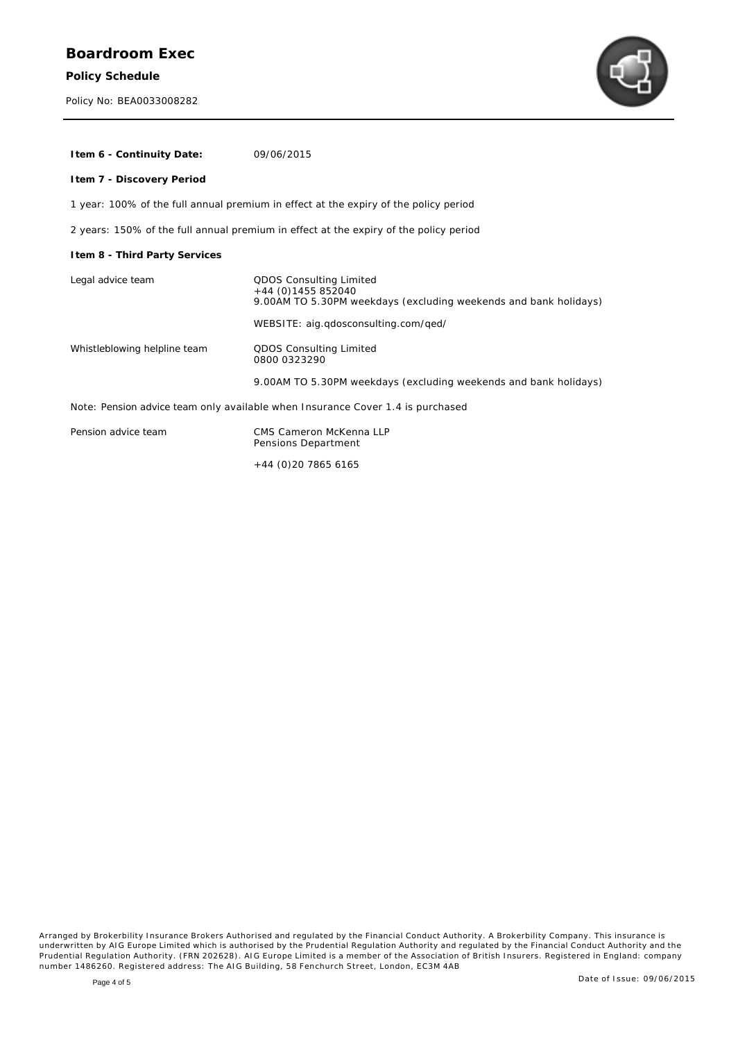**Item 6 - Continuity Date:** 09/06/2015

**Item 7 - Discovery Period**

1 year: 100% of the full annual premium in effect at the expiry of the policy period

2 years: 150% of the full annual premium in effect at the expiry of the policy period

**Item 8 - Third Party Services**

| | |
|---|---|
| Legal advice team | QDOS Consulting Limited<br>+44 (0)1455 852040<br>9.00AM TO 5.30PM weekdays (excluding weekends and bank holidays)<br><br>WEBSITE: aig.qdosconsulting.com/qed/ |
| Whistleblowing helpline team | QDOS Consulting Limited<br>0800 0323290<br><br>9.00AM TO 5.30PM weekdays (excluding weekends and bank holidays) |

Note: Pension advice team only available when Insurance Cover 1.4 is purchased

| | |
|---|---|
| Pension advice team | CMS Cameron McKenna LLP<br>Pensions Department<br><br>+44 (0)20 7865 6165 |

Arranged by Brokerbility Insurance Brokers Authorised and regulated by the Financial Conduct Authority. A Brokerbility Company. This insurance is underwritten by AIG Europe Limited which is authorised by the Prudential Regulation Authority and regulated by the Financial Conduct Authority and the Prudential Regulation Authority. (FRN 202628). AIG Europe Limited is a member of the Association of British Insurers. Registered in England: company number 1486260. Registered address: The AIG Building, 58 Fenchurch Street, London, EC3M 4AB

Date of Issue: 09/06/2015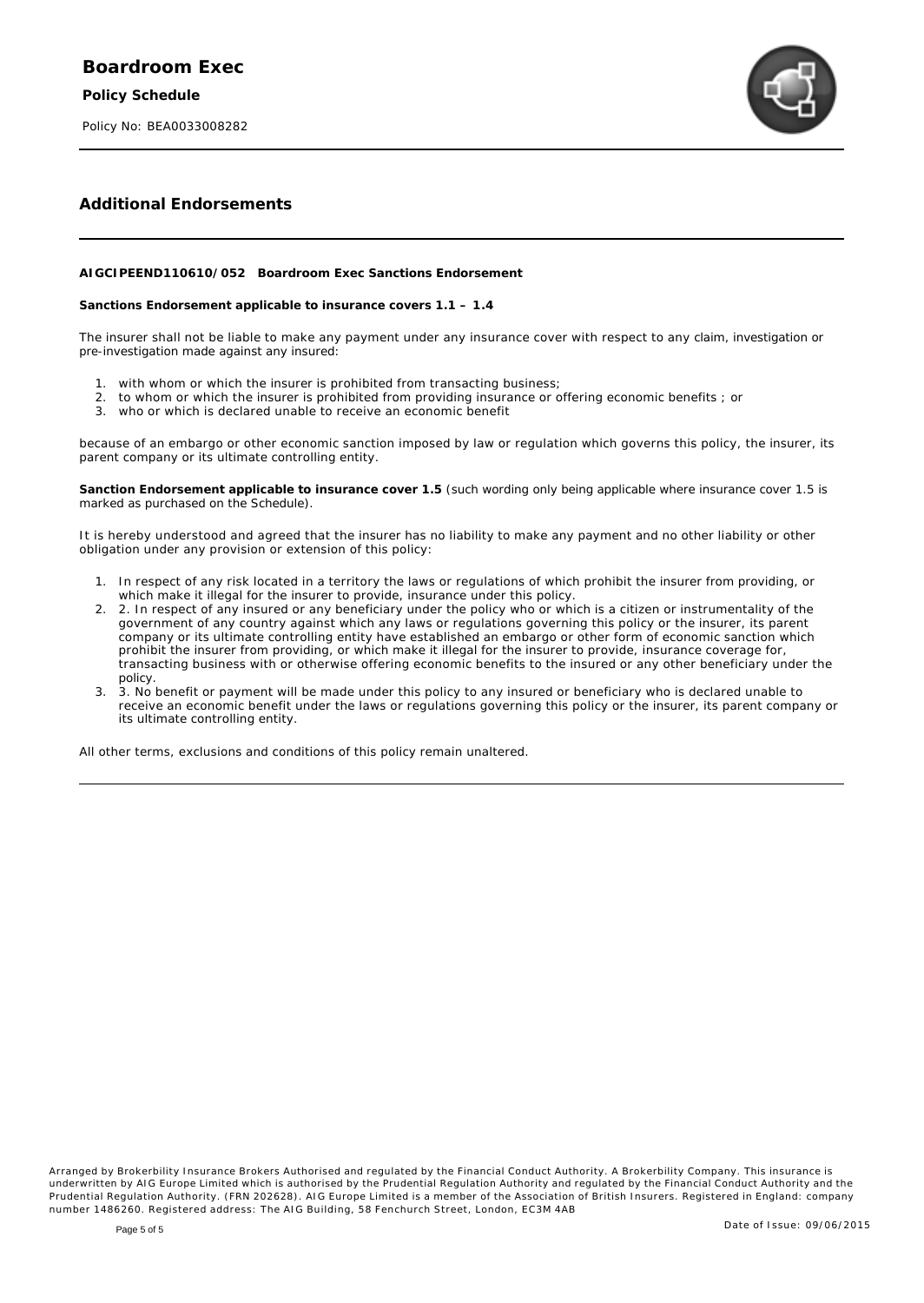## Additional Endorsements

**AIGCIPEEND110610/052 Boardroom Exec Sanctions Endorsement**

**Sanctions Endorsement applicable to insurance covers 1.1 – 1.4**

The insurer shall not be liable to make any payment under any insurance cover with respect to any claim, investigation or pre-investigation made against any insured:

1. with whom or which the insurer is prohibited from transacting business;
2. to whom or which the insurer is prohibited from providing insurance or offering economic benefits ; or
3. who or which is declared unable to receive an economic benefit

because of an embargo or other economic sanction imposed by law or regulation which governs this policy, the insurer, its parent company or its ultimate controlling entity.

**Sanction Endorsement applicable to insurance cover 1.5** (such wording only being applicable where insurance cover 1.5 is marked as purchased on the Schedule).

It is hereby understood and agreed that the insurer has no liability to make any payment and no other liability or other obligation under any provision or extension of this policy:

1. In respect of any risk located in a territory the laws or regulations of which prohibit the insurer from providing, or which make it illegal for the insurer to provide, insurance under this policy.
2. 2. In respect of any insured or any beneficiary under the policy who or which is a citizen or instrumentality of the government of any country against which any laws or regulations governing this policy or the insurer, its parent company or its ultimate controlling entity have established an embargo or other form of economic sanction which prohibit the insurer from providing, or which make it illegal for the insurer to provide, insurance coverage for, transacting business with or otherwise offering economic benefits to the insured or any other beneficiary under the policy.
3. 3. No benefit or payment will be made under this policy to any insured or beneficiary who is declared unable to receive an economic benefit under the laws or regulations governing this policy or the insurer, its parent company or its ultimate controlling entity.

All other terms, exclusions and conditions of this policy remain unaltered.

Arranged by Brokerbility Insurance Brokers Authorised and regulated by the Financial Conduct Authority. A Brokerbility Company. This insurance is underwritten by AIG Europe Limited which is authorised by the Prudential Regulation Authority and regulated by the Financial Conduct Authority and the Prudential Regulation Authority. (FRN 202628). AIG Europe Limited is a member of the Association of British Insurers. Registered in England: company number 1486260. Registered address: The AIG Building, 58 Fenchurch Street, London, EC3M 4AB

Date of Issue: 09/06/2015